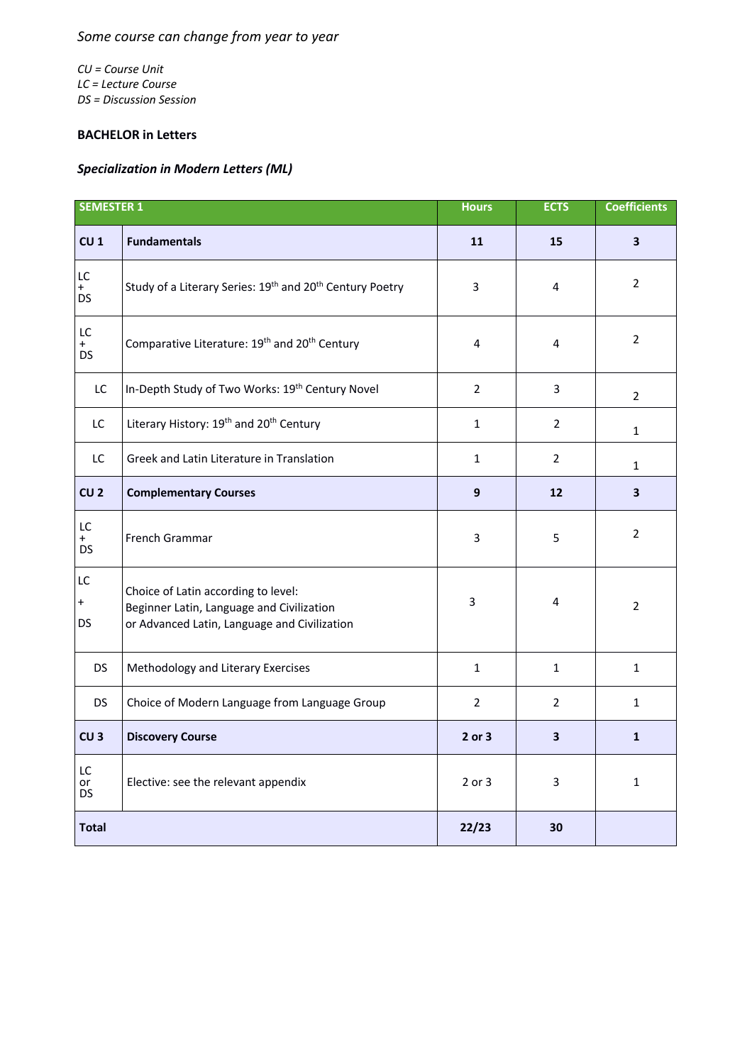*Some course can change from year to year*

*CU = Course Unit*
*LC = Lecture Course*
*DS = Discussion Session*

**BACHELOR in Letters**

***Specialization in Modern Letters (ML)***

| SEMESTER 1 | | Hours | ECTS | Coefficients |
|---|---|---|---|---|
| **CU 1** | **Fundamentals** | **11** | **15** | **3** |
| LC + DS | Study of a Literary Series: 19th and 20th Century Poetry | 3 | 4 | 2 |
| LC + DS | Comparative Literature: 19th and 20th Century | 4 | 4 | 2 |
| LC | In-Depth Study of Two Works: 19th Century Novel | 2 | 3 | 2 |
| LC | Literary History: 19th and 20th Century | 1 | 2 | 1 |
| LC | Greek and Latin Literature in Translation | 1 | 2 | 1 |
| **CU 2** | **Complementary Courses** | **9** | **12** | **3** |
| LC + DS | French Grammar | 3 | 5 | 2 |
| LC + DS | Choice of Latin according to level: Beginner Latin, Language and Civilization or Advanced Latin, Language and Civilization | 3 | 4 | 2 |
| DS | Methodology and Literary Exercises | 1 | 1 | 1 |
| DS | Choice of Modern Language from Language Group | 2 | 2 | 1 |
| **CU 3** | **Discovery Course** | **2 or 3** | **3** | **1** |
| LC or DS | Elective: see the relevant appendix | 2 or 3 | 3 | 1 |
| **Total** | | **22/23** | **30** | |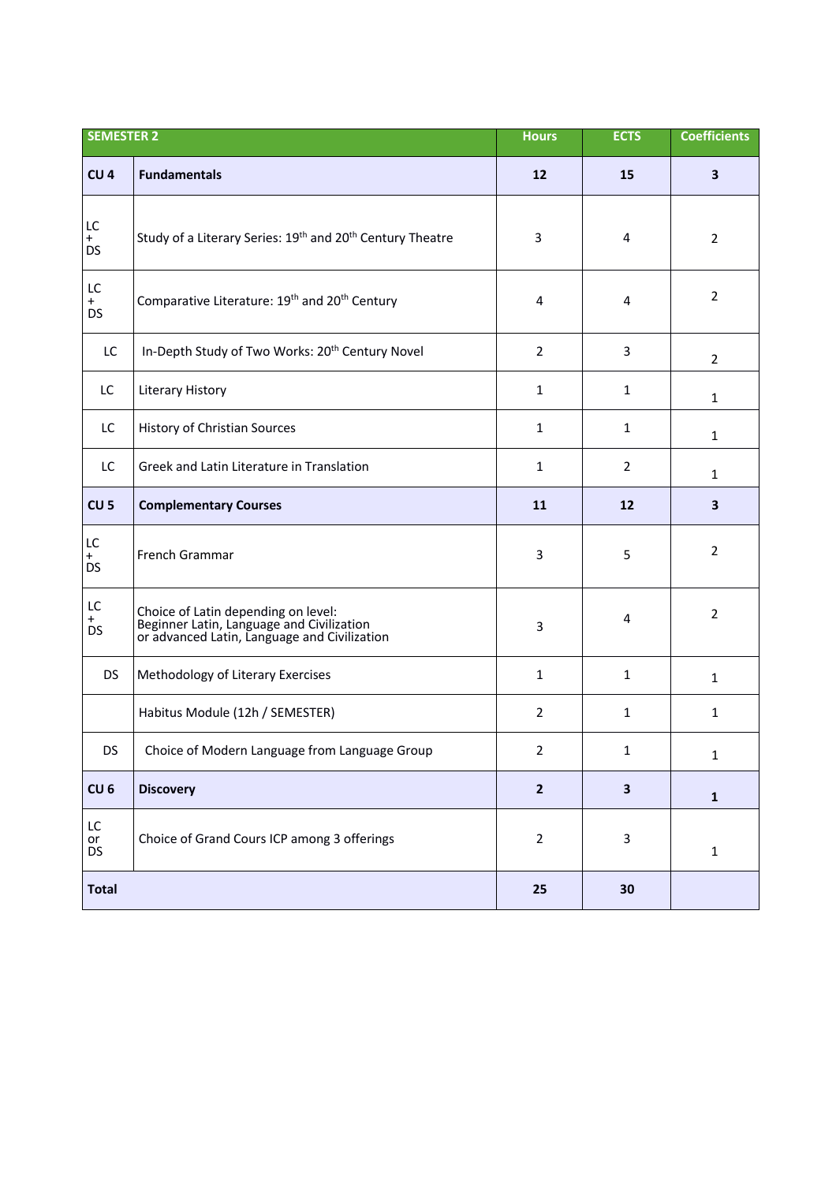| SEMESTER 2 | | Hours | ECTS | Coefficients |
|---|---|---|---|---|
| **CU 4** | **Fundamentals** | **12** | **15** | **3** |
| LC + DS | Study of a Literary Series: 19th and 20th Century Theatre | 3 | 4 | 2 |
| LC + DS | Comparative Literature: 19th and 20th Century | 4 | 4 | 2 |
| LC | In-Depth Study of Two Works: 20th Century Novel | 2 | 3 | 2 |
| LC | Literary History | 1 | 1 | 1 |
| LC | History of Christian Sources | 1 | 1 | 1 |
| LC | Greek and Latin Literature in Translation | 1 | 2 | 1 |
| **CU 5** | **Complementary Courses** | **11** | **12** | **3** |
| LC + DS | French Grammar | 3 | 5 | 2 |
| LC + DS | Choice of Latin depending on level: Beginner Latin, Language and Civilization or advanced Latin, Language and Civilization | 3 | 4 | 2 |
| DS | Methodology of Literary Exercises | 1 | 1 | 1 |
| | Habitus Module (12h / SEMESTER) | 2 | 1 | 1 |
| DS | Choice of Modern Language from Language Group | 2 | 1 | 1 |
| **CU 6** | **Discovery** | **2** | **3** | **1** |
| LC or DS | Choice of Grand Cours ICP among 3 offerings | 2 | 3 | 1 |
| **Total** | | **25** | **30** | |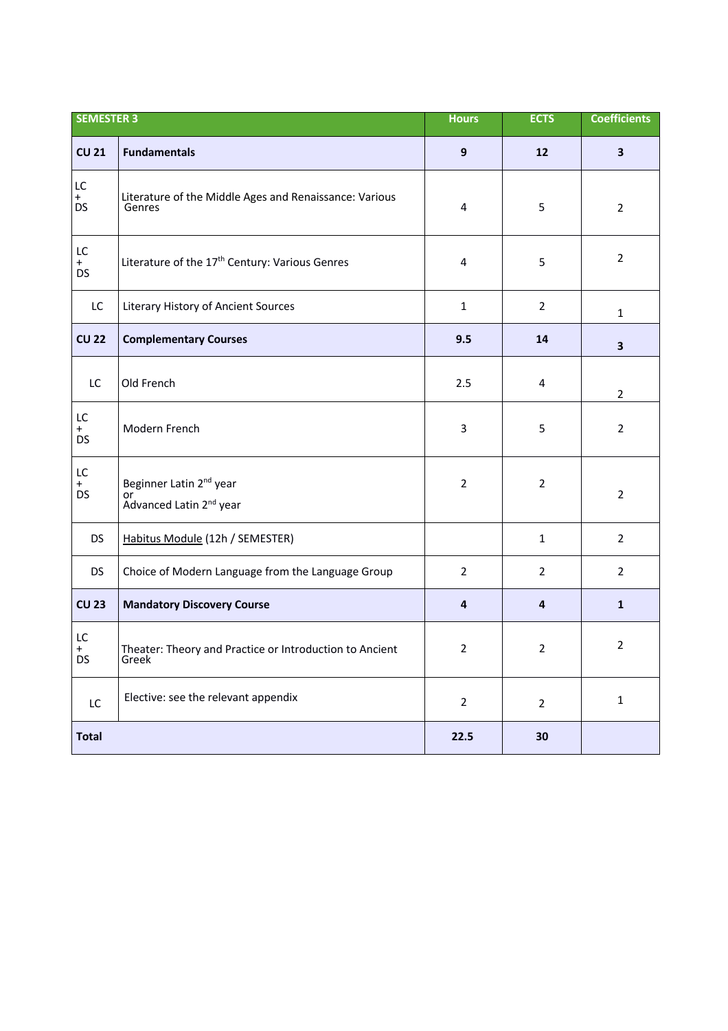| SEMESTER 3 | | Hours | ECTS | Coefficients |
|---|---|---|---|---|
| **CU 21** | **Fundamentals** | **9** | **12** | **3** |
| LC + DS | Literature of the Middle Ages and Renaissance: Various Genres | 4 | 5 | 2 |
| LC + DS | Literature of the 17th Century: Various Genres | 4 | 5 | 2 |
| LC | Literary History of Ancient Sources | 1 | 2 | 1 |
| **CU 22** | **Complementary Courses** | **9.5** | **14** | **3** |
| LC | Old French | 2.5 | 4 | 2 |
| LC + DS | Modern French | 3 | 5 | 2 |
| LC + DS | Beginner Latin 2nd year or Advanced Latin 2nd year | 2 | 2 | 2 |
| DS | Habitus Module (12h / SEMESTER) | | 1 | 2 |
| DS | Choice of Modern Language from the Language Group | 2 | 2 | 2 |
| **CU 23** | **Mandatory Discovery Course** | **4** | **4** | **1** |
| LC + DS | Theater: Theory and Practice or Introduction to Ancient Greek | 2 | 2 | 2 |
| LC | Elective: see the relevant appendix | 2 | 2 | 1 |
| **Total** | | **22.5** | **30** | |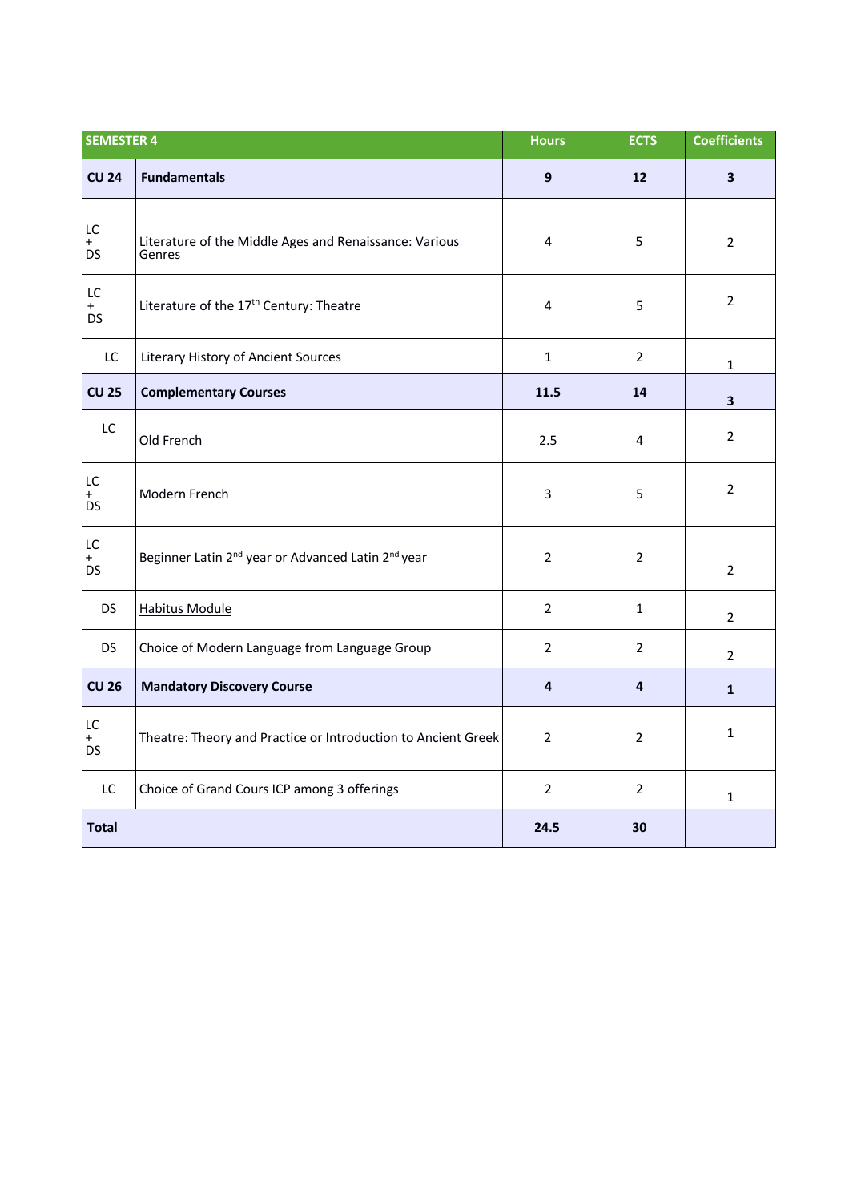| SEMESTER 4 | | Hours | ECTS | Coefficients |
|---|---|---|---|---|
| **CU 24** | **Fundamentals** | **9** | **12** | **3** |
| LC + DS | Literature of the Middle Ages and Renaissance: Various Genres | 4 | 5 | 2 |
| LC + DS | Literature of the 17th Century: Theatre | 4 | 5 | 2 |
| LC | Literary History of Ancient Sources | 1 | 2 | 1 |
| **CU 25** | **Complementary Courses** | **11.5** | **14** | **3** |
| LC | Old French | 2.5 | 4 | 2 |
| LC + DS | Modern French | 3 | 5 | 2 |
| LC + DS | Beginner Latin 2nd year or Advanced Latin 2nd year | 2 | 2 | 2 |
| DS | Habitus Module | 2 | 1 | 2 |
| DS | Choice of Modern Language from Language Group | 2 | 2 | 2 |
| **CU 26** | **Mandatory Discovery Course** | **4** | **4** | **1** |
| LC + DS | Theatre: Theory and Practice or Introduction to Ancient Greek | 2 | 2 | 1 |
| LC | Choice of Grand Cours ICP among 3 offerings | 2 | 2 | 1 |
| **Total** | | **24.5** | **30** | |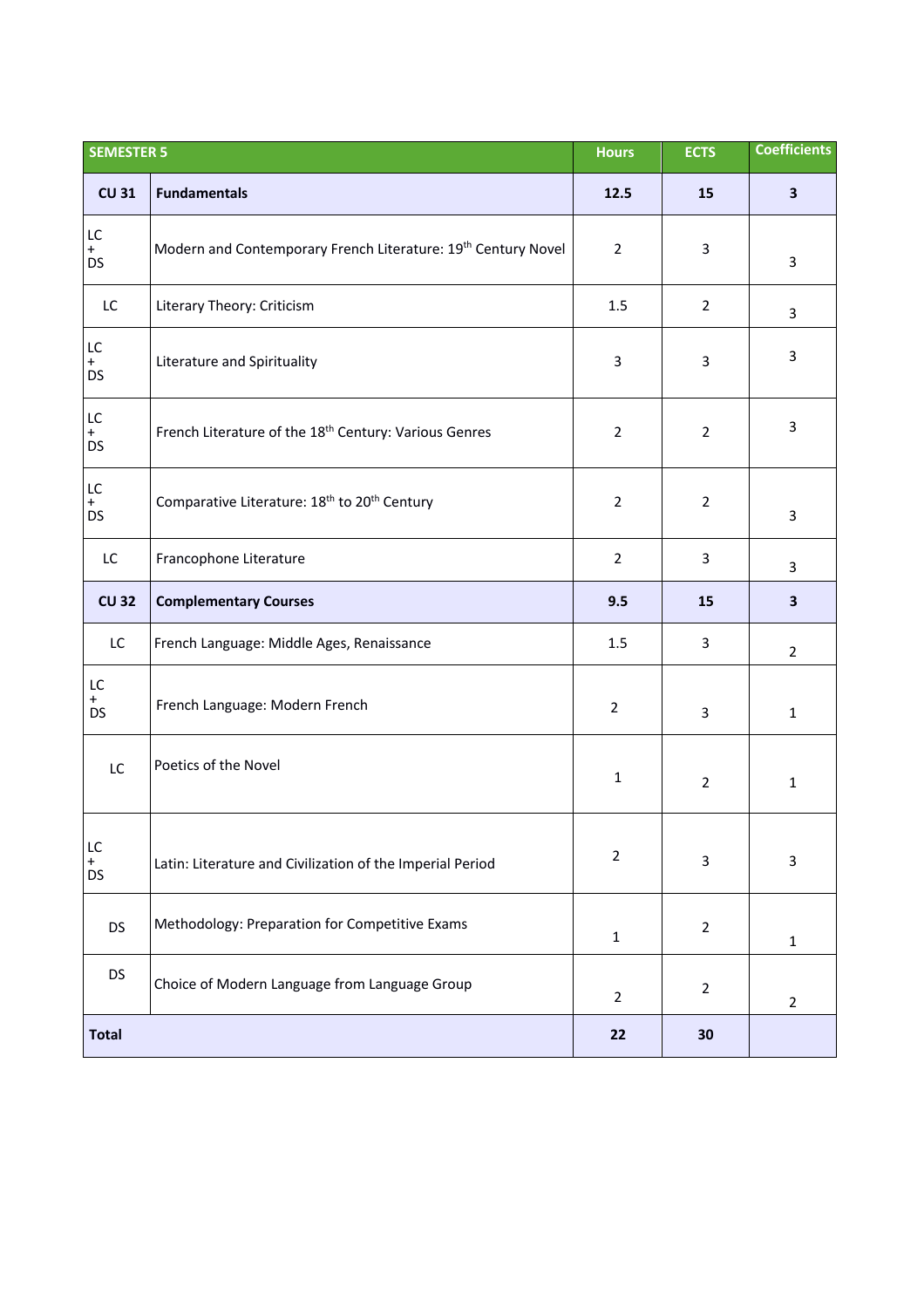| SEMESTER 5 | | Hours | ECTS | Coefficients |
|---|---|---|---|---|
| **CU 31** | **Fundamentals** | **12.5** | **15** | **3** |
| LC + DS | Modern and Contemporary French Literature: 19th Century Novel | 2 | 3 | 3 |
| LC | Literary Theory: Criticism | 1.5 | 2 | 3 |
| LC + DS | Literature and Spirituality | 3 | 3 | 3 |
| LC + DS | French Literature of the 18th Century: Various Genres | 2 | 2 | 3 |
| LC + DS | Comparative Literature: 18th to 20th Century | 2 | 2 | 3 |
| LC | Francophone Literature | 2 | 3 | 3 |
| **CU 32** | **Complementary Courses** | **9.5** | **15** | **3** |
| LC | French Language: Middle Ages, Renaissance | 1.5 | 3 | 2 |
| LC + DS | French Language: Modern French | 2 | 3 | 1 |
| LC | Poetics of the Novel | 1 | 2 | 1 |
| LC + DS | Latin: Literature and Civilization of the Imperial Period | 2 | 3 | 3 |
| DS | Methodology: Preparation for Competitive Exams | 1 | 2 | 1 |
| DS | Choice of Modern Language from Language Group | 2 | 2 | 2 |
| **Total** | | **22** | **30** | |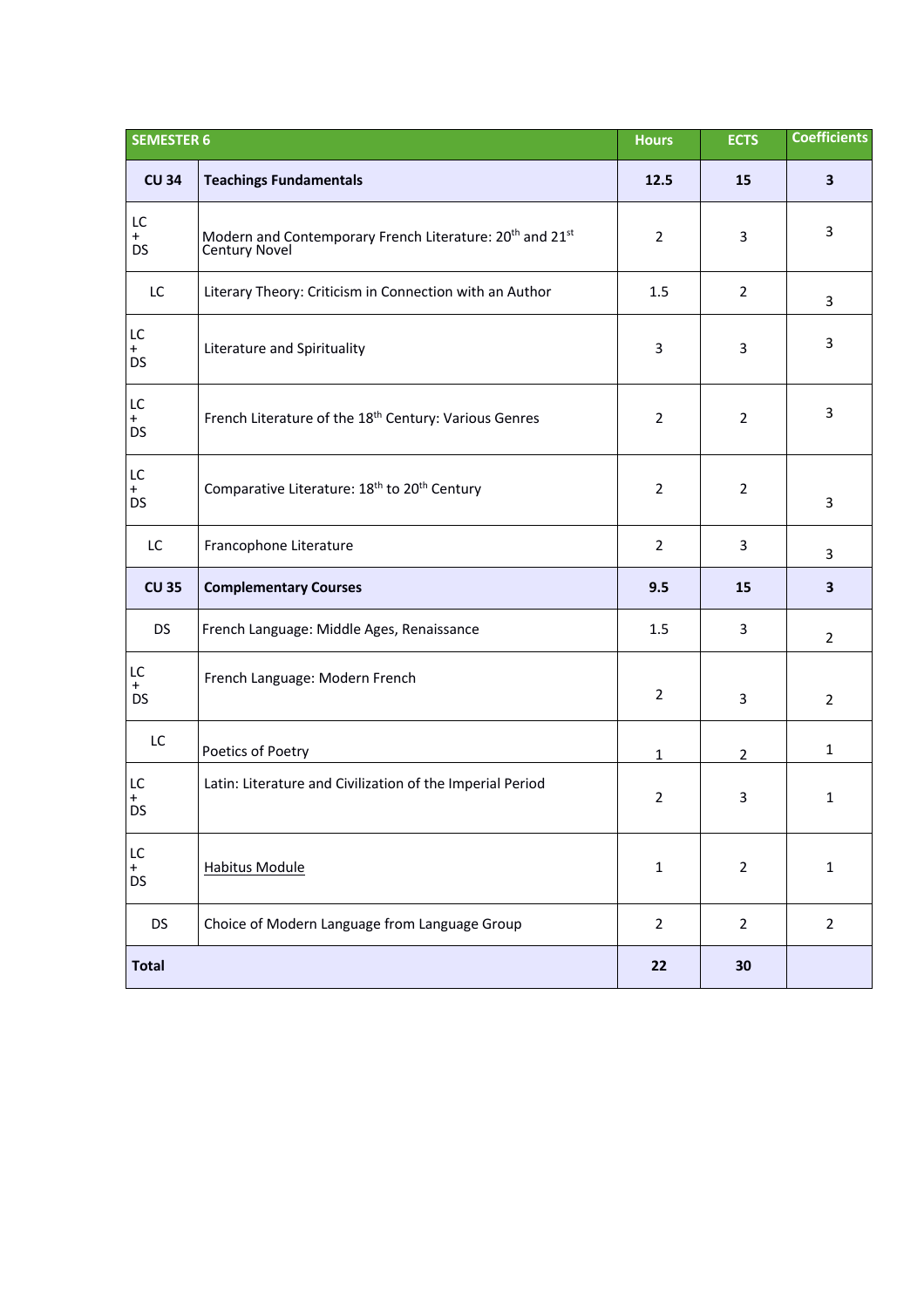| SEMESTER 6 | | Hours | ECTS | Coefficients |
|---|---|---|---|---|
| **CU 34** | **Teachings Fundamentals** | **12.5** | **15** | **3** |
| LC + DS | Modern and Contemporary French Literature: 20th and 21st Century Novel | 2 | 3 | 3 |
| LC | Literary Theory: Criticism in Connection with an Author | 1.5 | 2 | 3 |
| LC + DS | Literature and Spirituality | 3 | 3 | 3 |
| LC + DS | French Literature of the 18th Century: Various Genres | 2 | 2 | 3 |
| LC + DS | Comparative Literature: 18th to 20th Century | 2 | 2 | 3 |
| LC | Francophone Literature | 2 | 3 | 3 |
| **CU 35** | **Complementary Courses** | **9.5** | **15** | **3** |
| DS | French Language: Middle Ages, Renaissance | 1.5 | 3 | 2 |
| LC + DS | French Language: Modern French | 2 | 3 | 2 |
| LC | Poetics of Poetry | 1 | 2 | 1 |
| LC + DS | Latin: Literature and Civilization of the Imperial Period | 2 | 3 | 1 |
| LC + DS | Habitus Module | 1 | 2 | 1 |
| DS | Choice of Modern Language from Language Group | 2 | 2 | 2 |
| **Total** | | **22** | **30** | |